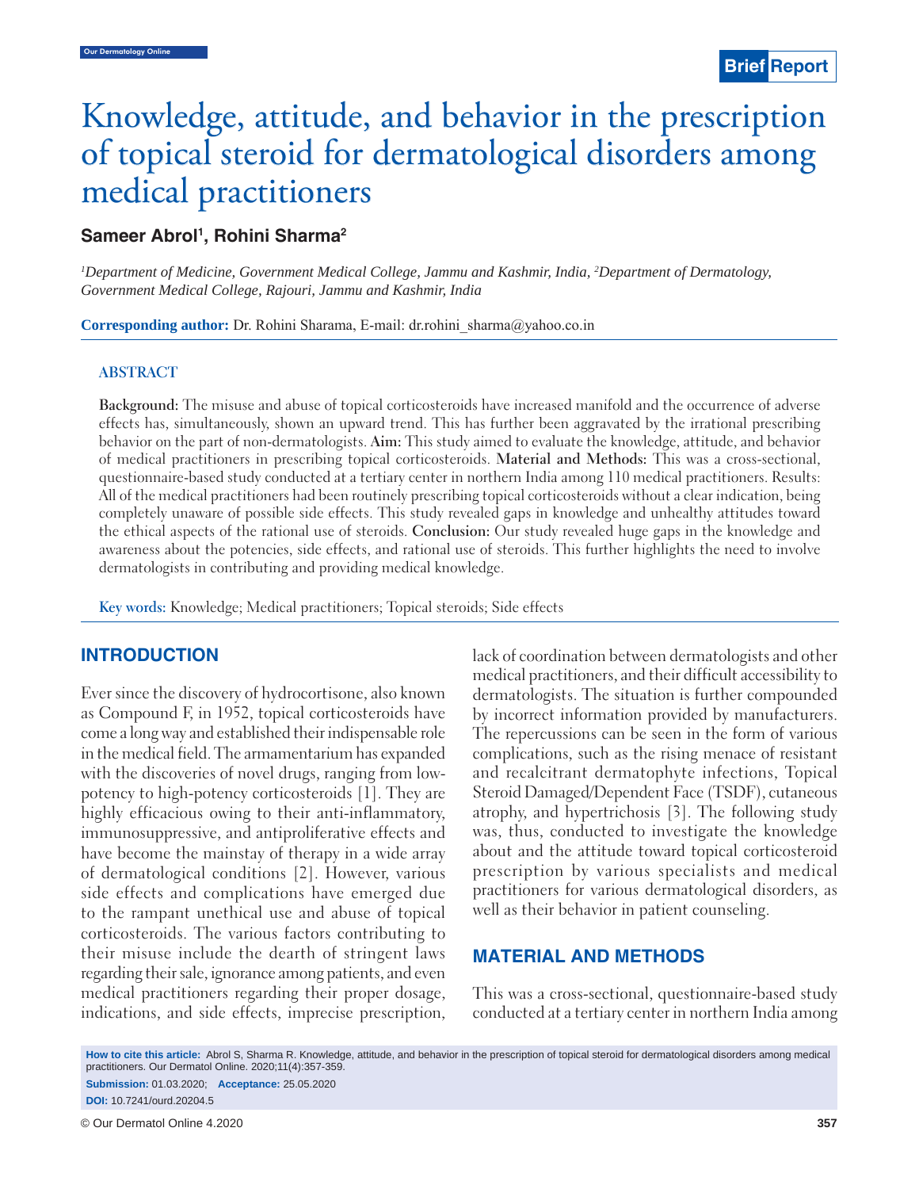Brief Report

# Knowledge, attitude, and behavior in the prescription of topical steroid for dermatological disorders among medical practitioners

**Sameer Abrol[1], Rohini Sharma[2]**

*[1]Department of Medicine, Government Medical College, Jammu and Kashmir, India, [2]Department of Dermatology, Government Medical College, Rajouri, Jammu and Kashmir, India*

**Corresponding author:** Dr. Rohini Sharama, E-mail: dr.rohini_sharma@yahoo.co.in

## ABSTRACT

**Background:** The misuse and abuse of topical corticosteroids have increased manifold and the occurrence of adverse effects has, simultaneously, shown an upward trend. This has further been aggravated by the irrational prescribing behavior on the part of non-dermatologists. **Aim:** This study aimed to evaluate the knowledge, attitude, and behavior of medical practitioners in prescribing topical corticosteroids. **Material and Methods:** This was a cross-sectional, questionnaire-based study conducted at a tertiary center in northern India among 110 medical practitioners. Results: All of the medical practitioners had been routinely prescribing topical corticosteroids without a clear indication, being completely unaware of possible side effects. This study revealed gaps in knowledge and unhealthy attitudes toward the ethical aspects of the rational use of steroids. **Conclusion:** Our study revealed huge gaps in the knowledge and awareness about the potencies, side effects, and rational use of steroids. This further highlights the need to involve dermatologists in contributing and providing medical knowledge.

**Key words:** Knowledge; Medical practitioners; Topical steroids; Side effects

## INTRODUCTION

Ever since the discovery of hydrocortisone, also known as Compound F, in 1952, topical corticosteroids have come a long way and established their indispensable role in the medical field. The armamentarium has expanded with the discoveries of novel drugs, ranging from low-potency to high-potency corticosteroids [1]. They are highly efficacious owing to their anti-inflammatory, immunosuppressive, and antiproliferative effects and have become the mainstay of therapy in a wide array of dermatological conditions [2]. However, various side effects and complications have emerged due to the rampant unethical use and abuse of topical corticosteroids. The various factors contributing to their misuse include the dearth of stringent laws regarding their sale, ignorance among patients, and even medical practitioners regarding their proper dosage, indications, and side effects, imprecise prescription, lack of coordination between dermatologists and other medical practitioners, and their difficult accessibility to dermatologists. The situation is further compounded by incorrect information provided by manufacturers. The repercussions can be seen in the form of various complications, such as the rising menace of resistant and recalcitrant dermatophyte infections, Topical Steroid Damaged/Dependent Face (TSDF), cutaneous atrophy, and hypertrichosis [3]. The following study was, thus, conducted to investigate the knowledge about and the attitude toward topical corticosteroid prescription by various specialists and medical practitioners for various dermatological disorders, as well as their behavior in patient counseling.

## MATERIAL AND METHODS

This was a cross-sectional, questionnaire-based study conducted at a tertiary center in northern India among

**How to cite this article:** Abrol S, Sharma R. Knowledge, attitude, and behavior in the prescription of topical steroid for dermatological disorders among medical practitioners. Our Dermatol Online. 2020;11(4):357-359.

**Submission:** 01.03.2020; **Acceptance:** 25.05.2020

**DOI:** 10.7241/ourd.20204.5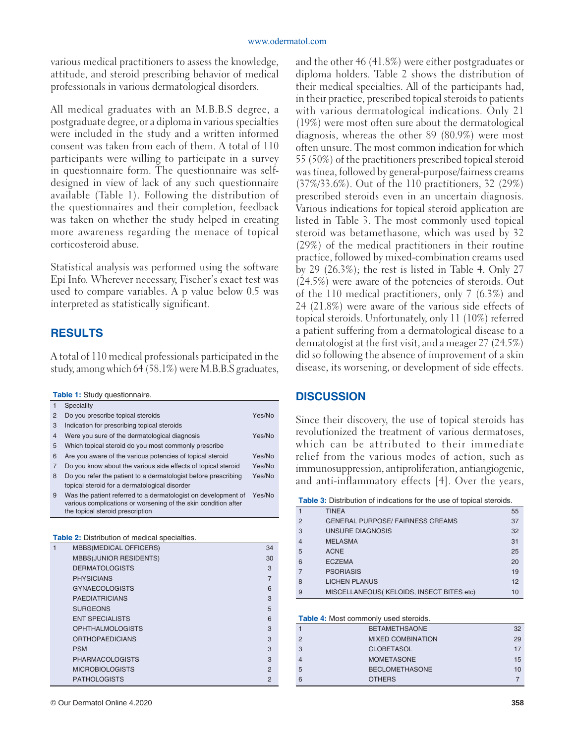various medical practitioners to assess the knowledge, attitude, and steroid prescribing behavior of medical professionals in various dermatological disorders.

All medical graduates with an M.B.B.S degree, a postgraduate degree, or a diploma in various specialties were included in the study and a written informed consent was taken from each of them. A total of 110 participants were willing to participate in a survey in questionnaire form. The questionnaire was self-designed in view of lack of any such questionnaire available (Table 1). Following the distribution of the questionnaires and their completion, feedback was taken on whether the study helped in creating more awareness regarding the menace of topical corticosteroid abuse.

Statistical analysis was performed using the software Epi Info. Wherever necessary, Fischer's exact test was used to compare variables. A p value below 0.5 was interpreted as statistically significant.

## RESULTS

A total of 110 medical professionals participated in the study, among which 64 (58.1%) were M.B.B.S graduates, and the other 46 (41.8%) were either postgraduates or diploma holders. Table 2 shows the distribution of their medical specialties. All of the participants had, in their practice, prescribed topical steroids to patients with various dermatological indications. Only 21 (19%) were most often sure about the dermatological diagnosis, whereas the other 89 (80.9%) were most often unsure. The most common indication for which 55 (50%) of the practitioners prescribed topical steroid was tinea, followed by general-purpose/fairness creams (37%/33.6%). Out of the 110 practitioners, 32 (29%) prescribed steroids even in an uncertain diagnosis. Various indications for topical steroid application are listed in Table 3. The most commonly used topical steroid was betamethasone, which was used by 32 (29%) of the medical practitioners in their routine practice, followed by mixed-combination creams used by 29 (26.3%); the rest is listed in Table 4. Only 27 (24.5%) were aware of the potencies of steroids. Out of the 110 medical practitioners, only 7 (6.3%) and 24 (21.8%) were aware of the various side effects of topical steroids. Unfortunately, only 11 (10%) referred a patient suffering from a dermatological disease to a dermatologist at the first visit, and a meager 27 (24.5%) did so following the absence of improvement of a skin disease, its worsening, or development of side effects.

**Table 1:** Study questionnaire.

| | | |
|---|---|---|
| 1 | Speciality | |
| 2 | Do you prescribe topical steroids | Yes/No |
| 3 | Indication for prescribing topical steroids | |
| 4 | Were you sure of the dermatological diagnosis | Yes/No |
| 5 | Which topical steroid do you most commonly prescribe | |
| 6 | Are you aware of the various potencies of topical steroid | Yes/No |
| 7 | Do you know about the various side effects of topical steroid | Yes/No |
| 8 | Do you refer the patient to a dermatologist before prescribing topical steroid for a dermatological disorder | Yes/No |
| 9 | Was the patient referred to a dermatologist on development of various complications or worsening of the skin condition after the topical steroid prescription | Yes/No |

**Table 2:** Distribution of medical specialties.

| | | |
|---|---|---|
| 1 | MBBS(MEDICAL OFFICERS) | 34 |
| | MBBS(JUNIOR RESIDENTS) | 30 |
| | DERMATOLOGISTS | 3 |
| | PHYSICIANS | 7 |
| | GYNAECOLOGISTS | 6 |
| | PAEDIATRICIANS | 3 |
| | SURGEONS | 5 |
| | ENT SPECIALISTS | 6 |
| | OPHTHALMOLOGISTS | 3 |
| | ORTHOPAEDICIANS | 3 |
| | PSM | 3 |
| | PHARMACOLOGISTS | 3 |
| | MICROBIOLOGISTS | 2 |
| | PATHOLOGISTS | 2 |

## DISCUSSION

Since their discovery, the use of topical steroids has revolutionized the treatment of various dermatoses, which can be attributed to their immediate relief from the various modes of action, such as immunosuppression, antiproliferation, antiangiogenic, and anti-inflammatory effects [4]. Over the years,

**Table 3:** Distribution of indications for the use of topical steroids.

| | | |
|---|---|---|
| 1 | TINEA | 55 |
| 2 | GENERAL PURPOSE/ FAIRNESS CREAMS | 37 |
| 3 | UNSURE DIAGNOSIS | 32 |
| 4 | MELASMA | 31 |
| 5 | ACNE | 25 |
| 6 | ECZEMA | 20 |
| 7 | PSORIASIS | 19 |
| 8 | LICHEN PLANUS | 12 |
| 9 | MISCELLANEOUS( KELOIDS, INSECT BITES etc) | 10 |

**Table 4:** Most commonly used steroids.

| | | |
|---|---|---|
| 1 | BETAMETHSAONE | 32 |
| 2 | MIXED COMBINATION | 29 |
| 3 | CLOBETASOL | 17 |
| 4 | MOMETASONE | 15 |
| 5 | BECLOMETHASONE | 10 |
| 6 | OTHERS | 7 |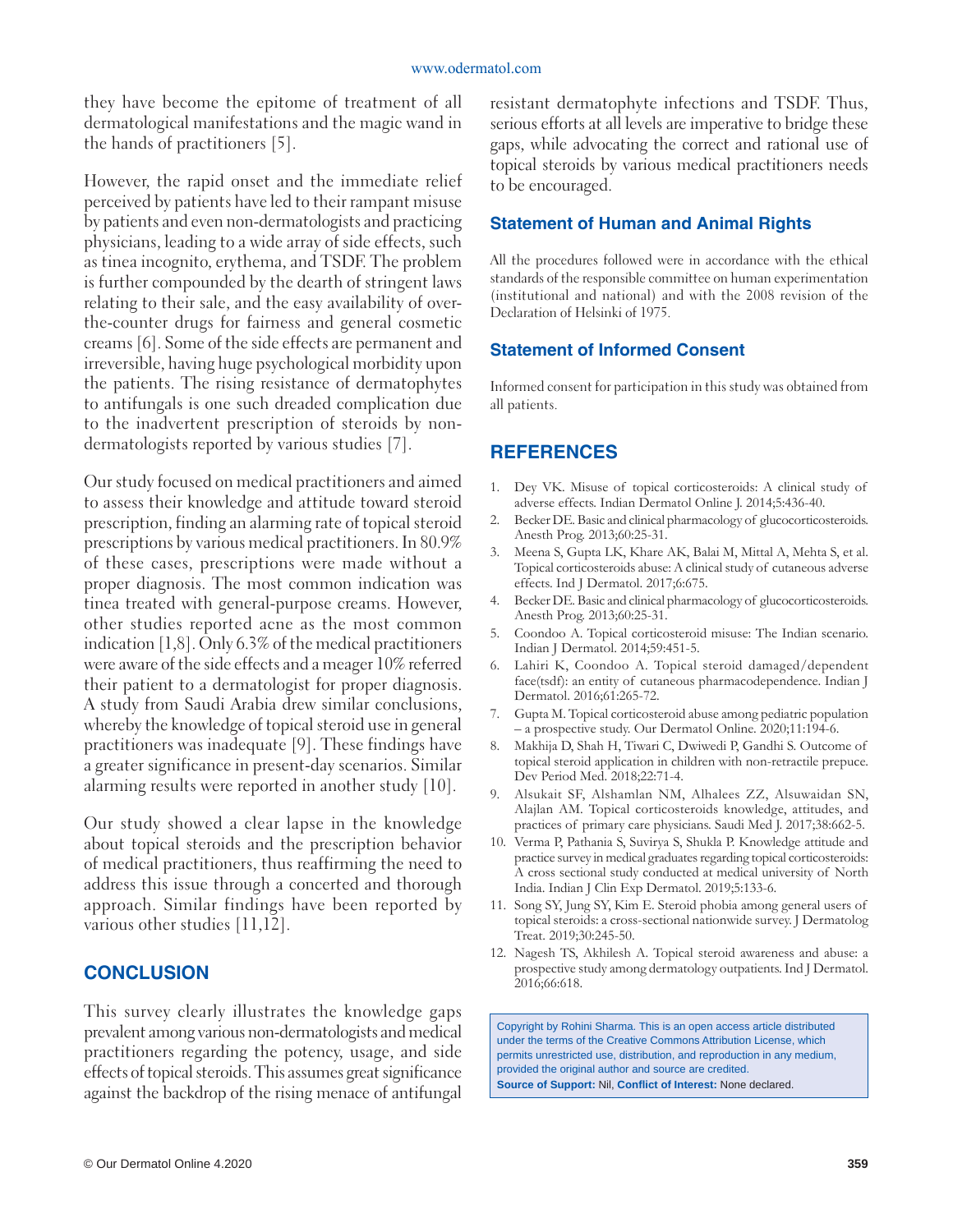they have become the epitome of treatment of all dermatological manifestations and the magic wand in the hands of practitioners [5].

However, the rapid onset and the immediate relief perceived by patients have led to their rampant misuse by patients and even non-dermatologists and practicing physicians, leading to a wide array of side effects, such as tinea incognito, erythema, and TSDF. The problem is further compounded by the dearth of stringent laws relating to their sale, and the easy availability of over-the-counter drugs for fairness and general cosmetic creams [6]. Some of the side effects are permanent and irreversible, having huge psychological morbidity upon the patients. The rising resistance of dermatophytes to antifungals is one such dreaded complication due to the inadvertent prescription of steroids by non-dermatologists reported by various studies [7].

Our study focused on medical practitioners and aimed to assess their knowledge and attitude toward steroid prescription, finding an alarming rate of topical steroid prescriptions by various medical practitioners. In 80.9% of these cases, prescriptions were made without a proper diagnosis. The most common indication was tinea treated with general-purpose creams. However, other studies reported acne as the most common indication [1,8]. Only 6.3% of the medical practitioners were aware of the side effects and a meager 10% referred their patient to a dermatologist for proper diagnosis. A study from Saudi Arabia drew similar conclusions, whereby the knowledge of topical steroid use in general practitioners was inadequate [9]. These findings have a greater significance in present-day scenarios. Similar alarming results were reported in another study [10].

Our study showed a clear lapse in the knowledge about topical steroids and the prescription behavior of medical practitioners, thus reaffirming the need to address this issue through a concerted and thorough approach. Similar findings have been reported by various other studies [11,12].

## CONCLUSION

This survey clearly illustrates the knowledge gaps prevalent among various non-dermatologists and medical practitioners regarding the potency, usage, and side effects of topical steroids. This assumes great significance against the backdrop of the rising menace of antifungal resistant dermatophyte infections and TSDF. Thus, serious efforts at all levels are imperative to bridge these gaps, while advocating the correct and rational use of topical steroids by various medical practitioners needs to be encouraged.

### Statement of Human and Animal Rights

All the procedures followed were in accordance with the ethical standards of the responsible committee on human experimentation (institutional and national) and with the 2008 revision of the Declaration of Helsinki of 1975.

### Statement of Informed Consent

Informed consent for participation in this study was obtained from all patients.

## REFERENCES

1. Dey VK. Misuse of topical corticosteroids: A clinical study of adverse effects. Indian Dermatol Online J. 2014;5:436-40.
2. Becker DE. Basic and clinical pharmacology of glucocorticosteroids. Anesth Prog. 2013;60:25-31.
3. Meena S, Gupta LK, Khare AK, Balai M, Mittal A, Mehta S, et al. Topical corticosteroids abuse: A clinical study of cutaneous adverse effects. Ind J Dermatol. 2017;6:675.
4. Becker DE. Basic and clinical pharmacology of glucocorticosteroids. Anesth Prog. 2013;60:25-31.
5. Coondoo A. Topical corticosteroid misuse: The Indian scenario. Indian J Dermatol. 2014;59:451-5.
6. Lahiri K, Coondoo A. Topical steroid damaged/dependent face(tsdf): an entity of cutaneous pharmacodependence. Indian J Dermatol. 2016;61:265-72.
7. Gupta M. Topical corticosteroid abuse among pediatric population – a prospective study. Our Dermatol Online. 2020;11:194-6.
8. Makhija D, Shah H, Tiwari C, Dwiwedi P, Gandhi S. Outcome of topical steroid application in children with non-retractile prepuce. Dev Period Med. 2018;22:71-4.
9. Alsukait SF, Alshamlan NM, Alhalees ZZ, Alsuwaidan SN, Alajlan AM. Topical corticosteroids knowledge, attitudes, and practices of primary care physicians. Saudi Med J. 2017;38:662-5.
10. Verma P, Pathania S, Suvirya S, Shukla P. Knowledge attitude and practice survey in medical graduates regarding topical corticosteroids: A cross sectional study conducted at medical university of North India. Indian J Clin Exp Dermatol. 2019;5:133-6.
11. Song SY, Jung SY, Kim E. Steroid phobia among general users of topical steroids: a cross-sectional nationwide survey. J Dermatolog Treat. 2019;30:245-50.
12. Nagesh TS, Akhilesh A. Topical steroid awareness and abuse: a prospective study among dermatology outpatients. Ind J Dermatol. 2016;66:618.

Copyright by Rohini Sharma. This is an open access article distributed under the terms of the Creative Commons Attribution License, which permits unrestricted use, distribution, and reproduction in any medium, provided the original author and source are credited.
**Source of Support:** Nil, **Conflict of Interest:** None declared.